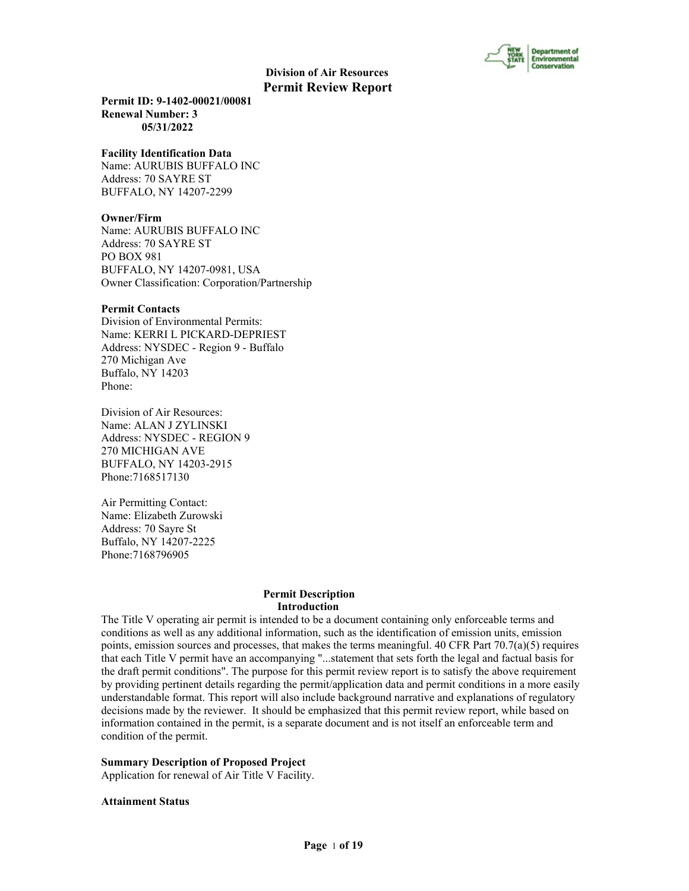**Division of Air Resources**

# Permit Review Report

**Permit ID: 9-1402-00021/00081**
**Renewal Number: 3**
**05/31/2022**

**Facility Identification Data**
Name: AURUBIS BUFFALO INC
Address: 70 SAYRE ST
BUFFALO, NY 14207-2299

**Owner/Firm**
Name: AURUBIS BUFFALO INC
Address: 70 SAYRE ST
PO BOX 981
BUFFALO, NY 14207-0981, USA
Owner Classification: Corporation/Partnership

**Permit Contacts**
Division of Environmental Permits:
Name: KERRI L PICKARD-DEPRIEST
Address: NYSDEC - Region 9 - Buffalo
270 Michigan Ave
Buffalo, NY 14203
Phone:

Division of Air Resources:
Name: ALAN J ZYLINSKI
Address: NYSDEC - REGION 9
270 MICHIGAN AVE
BUFFALO, NY 14203-2915
Phone:7168517130

Air Permitting Contact:
Name: Elizabeth Zurowski
Address: 70 Sayre St
Buffalo, NY 14207-2225
Phone:7168796905

## Permit Description

### Introduction

The Title V operating air permit is intended to be a document containing only enforceable terms and conditions as well as any additional information, such as the identification of emission units, emission points, emission sources and processes, that makes the terms meaningful. 40 CFR Part 70.7(a)(5) requires that each Title V permit have an accompanying "...statement that sets forth the legal and factual basis for the draft permit conditions". The purpose for this permit review report is to satisfy the above requirement by providing pertinent details regarding the permit/application data and permit conditions in a more easily understandable format. This report will also include background narrative and explanations of regulatory decisions made by the reviewer. It should be emphasized that this permit review report, while based on information contained in the permit, is a separate document and is not itself an enforceable term and condition of the permit.

**Summary Description of Proposed Project**
Application for renewal of Air Title V Facility.

**Attainment Status**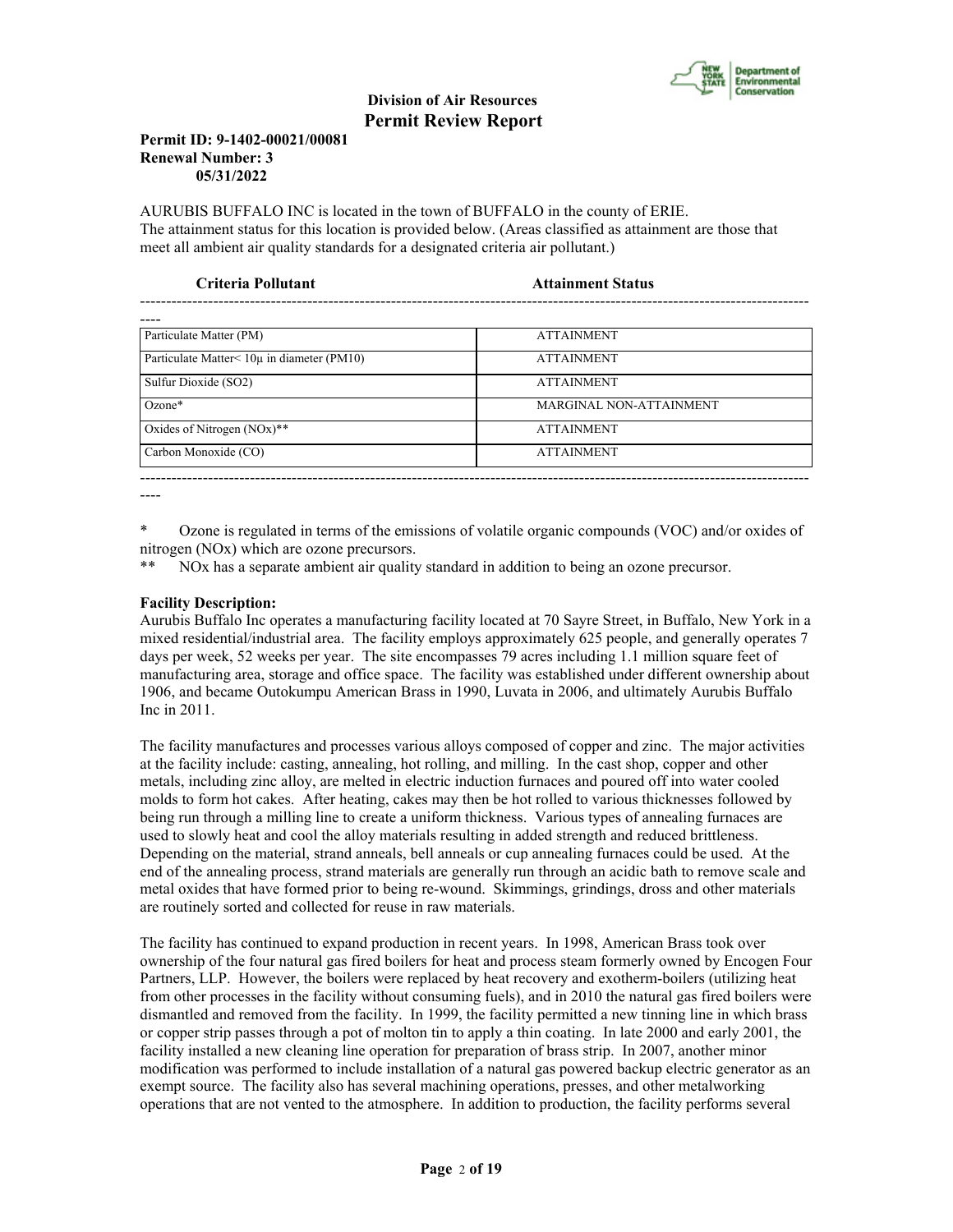**Division of Air Resources**
**Permit Review Report**

**Permit ID: 9-1402-00021/00081**
**Renewal Number: 3**
**05/31/2022**

AURUBIS BUFFALO INC is located in the town of BUFFALO in the county of ERIE.
The attainment status for this location is provided below. (Areas classified as attainment are those that meet all ambient air quality standards for a designated criteria air pollutant.)

| Criteria Pollutant | Attainment Status |
|---|---|
| Particulate Matter (PM) | ATTAINMENT |
| Particulate Matter< 10μ in diameter (PM10) | ATTAINMENT |
| Sulfur Dioxide (SO2) | ATTAINMENT |
| Ozone* | MARGINAL NON-ATTAINMENT |
| Oxides of Nitrogen (NOx)** | ATTAINMENT |
| Carbon Monoxide (CO) | ATTAINMENT |

\* Ozone is regulated in terms of the emissions of volatile organic compounds (VOC) and/or oxides of nitrogen (NOx) which are ozone precursors.
\*\* NOx has a separate ambient air quality standard in addition to being an ozone precursor.

**Facility Description:**
Aurubis Buffalo Inc operates a manufacturing facility located at 70 Sayre Street, in Buffalo, New York in a mixed residential/industrial area. The facility employs approximately 625 people, and generally operates 7 days per week, 52 weeks per year. The site encompasses 79 acres including 1.1 million square feet of manufacturing area, storage and office space. The facility was established under different ownership about 1906, and became Outokumpu American Brass in 1990, Luvata in 2006, and ultimately Aurubis Buffalo Inc in 2011.

The facility manufactures and processes various alloys composed of copper and zinc. The major activities at the facility include: casting, annealing, hot rolling, and milling. In the cast shop, copper and other metals, including zinc alloy, are melted in electric induction furnaces and poured off into water cooled molds to form hot cakes. After heating, cakes may then be hot rolled to various thicknesses followed by being run through a milling line to create a uniform thickness. Various types of annealing furnaces are used to slowly heat and cool the alloy materials resulting in added strength and reduced brittleness. Depending on the material, strand anneals, bell anneals or cup annealing furnaces could be used. At the end of the annealing process, strand materials are generally run through an acidic bath to remove scale and metal oxides that have formed prior to being re-wound. Skimmings, grindings, dross and other materials are routinely sorted and collected for reuse in raw materials.

The facility has continued to expand production in recent years. In 1998, American Brass took over ownership of the four natural gas fired boilers for heat and process steam formerly owned by Encogen Four Partners, LLP. However, the boilers were replaced by heat recovery and exotherm-boilers (utilizing heat from other processes in the facility without consuming fuels), and in 2010 the natural gas fired boilers were dismantled and removed from the facility. In 1999, the facility permitted a new tinning line in which brass or copper strip passes through a pot of molton tin to apply a thin coating. In late 2000 and early 2001, the facility installed a new cleaning line operation for preparation of brass strip. In 2007, another minor modification was performed to include installation of a natural gas powered backup electric generator as an exempt source. The facility also has several machining operations, presses, and other metalworking operations that are not vented to the atmosphere. In addition to production, the facility performs several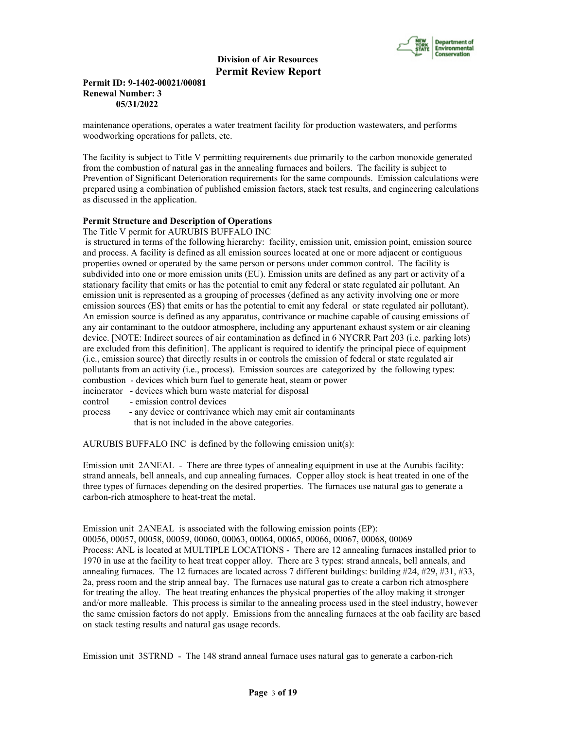maintenance operations, operates a water treatment facility for production wastewaters, and performs woodworking operations for pallets, etc.

The facility is subject to Title V permitting requirements due primarily to the carbon monoxide generated from the combustion of natural gas in the annealing furnaces and boilers. The facility is subject to Prevention of Significant Deterioration requirements for the same compounds. Emission calculations were prepared using a combination of published emission factors, stack test results, and engineering calculations as discussed in the application.

**Permit Structure and Description of Operations**

The Title V permit for AURUBIS BUFFALO INC
is structured in terms of the following hierarchy: facility, emission unit, emission point, emission source and process. A facility is defined as all emission sources located at one or more adjacent or contiguous properties owned or operated by the same person or persons under common control. The facility is subdivided into one or more emission units (EU). Emission units are defined as any part or activity of a stationary facility that emits or has the potential to emit any federal or state regulated air pollutant. An emission unit is represented as a grouping of processes (defined as any activity involving one or more emission sources (ES) that emits or has the potential to emit any federal or state regulated air pollutant). An emission source is defined as any apparatus, contrivance or machine capable of causing emissions of any air contaminant to the outdoor atmosphere, including any appurtenant exhaust system or air cleaning device. [NOTE: Indirect sources of air contamination as defined in 6 NYCRR Part 203 (i.e. parking lots) are excluded from this definition]. The applicant is required to identify the principal piece of equipment (i.e., emission source) that directly results in or controls the emission of federal or state regulated air pollutants from an activity (i.e., process). Emission sources are categorized by the following types:

combustion - devices which burn fuel to generate heat, steam or power
incinerator - devices which burn waste material for disposal
control - emission control devices
process - any device or contrivance which may emit air contaminants that is not included in the above categories.

AURUBIS BUFFALO INC is defined by the following emission unit(s):

Emission unit 2ANEAL - There are three types of annealing equipment in use at the Aurubis facility: strand anneals, bell anneals, and cup annealing furnaces. Copper alloy stock is heat treated in one of the three types of furnaces depending on the desired properties. The furnaces use natural gas to generate a carbon-rich atmosphere to heat-treat the metal.

Emission unit 2ANEAL is associated with the following emission points (EP):
00056, 00057, 00058, 00059, 00060, 00063, 00064, 00065, 00066, 00067, 00068, 00069
Process: ANL is located at MULTIPLE LOCATIONS - There are 12 annealing furnaces installed prior to 1970 in use at the facility to heat treat copper alloy. There are 3 types: strand anneals, bell anneals, and annealing furnaces. The 12 furnaces are located across 7 different buildings: building #24, #29, #31, #33, 2a, press room and the strip anneal bay. The furnaces use natural gas to create a carbon rich atmosphere for treating the alloy. The heat treating enhances the physical properties of the alloy making it stronger and/or more malleable. This process is similar to the annealing process used in the steel industry, however the same emission factors do not apply. Emissions from the annealing furnaces at the oab facility are based on stack testing results and natural gas usage records.

Emission unit 3STRND - The 148 strand anneal furnace uses natural gas to generate a carbon-rich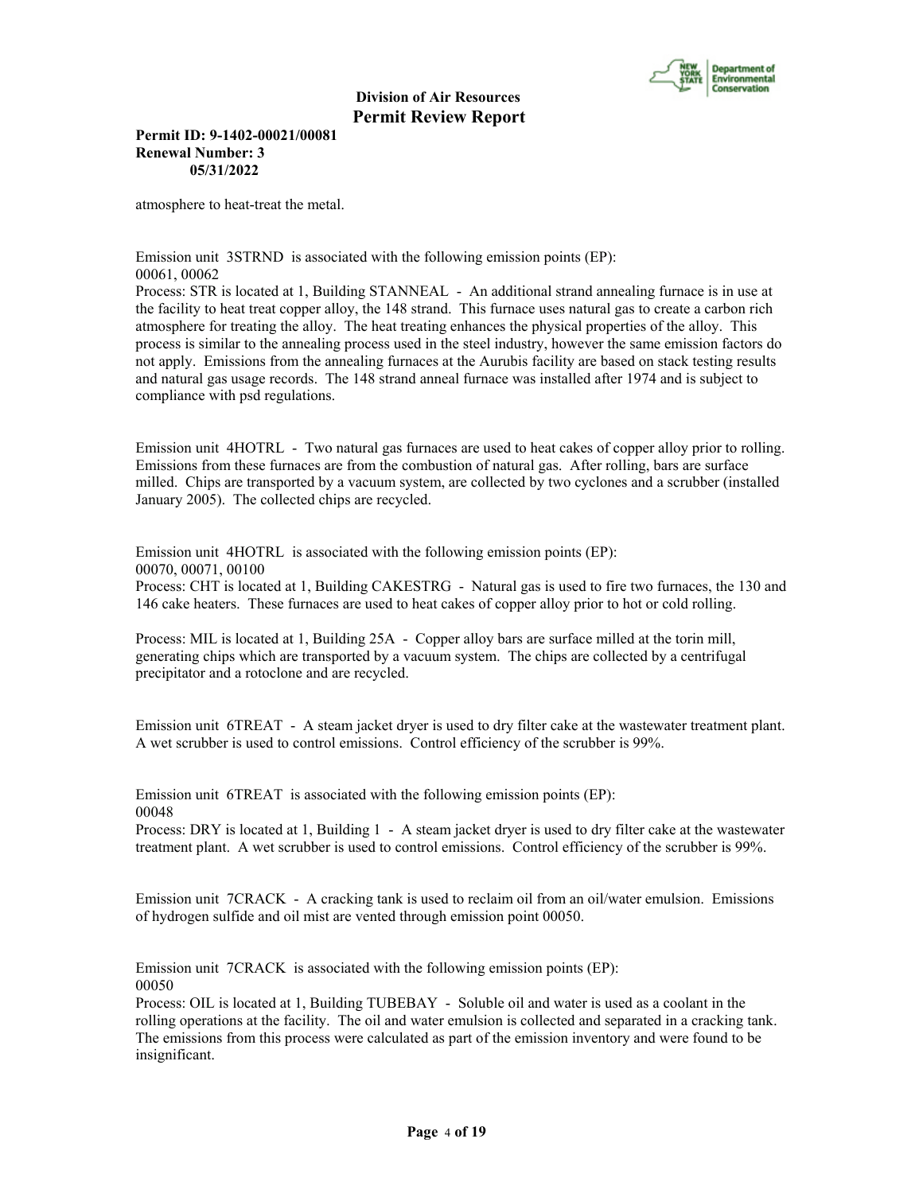atmosphere to heat-treat the metal.

Emission unit 3STRND is associated with the following emission points (EP):
00061, 00062
Process: STR is located at 1, Building STANNEAL - An additional strand annealing furnace is in use at the facility to heat treat copper alloy, the 148 strand. This furnace uses natural gas to create a carbon rich atmosphere for treating the alloy. The heat treating enhances the physical properties of the alloy. This process is similar to the annealing process used in the steel industry, however the same emission factors do not apply. Emissions from the annealing furnaces at the Aurubis facility are based on stack testing results and natural gas usage records. The 148 strand anneal furnace was installed after 1974 and is subject to compliance with psd regulations.

Emission unit 4HOTRL - Two natural gas furnaces are used to heat cakes of copper alloy prior to rolling. Emissions from these furnaces are from the combustion of natural gas. After rolling, bars are surface milled. Chips are transported by a vacuum system, are collected by two cyclones and a scrubber (installed January 2005). The collected chips are recycled.

Emission unit 4HOTRL is associated with the following emission points (EP):
00070, 00071, 00100
Process: CHT is located at 1, Building CAKESTRG - Natural gas is used to fire two furnaces, the 130 and 146 cake heaters. These furnaces are used to heat cakes of copper alloy prior to hot or cold rolling.

Process: MIL is located at 1, Building 25A - Copper alloy bars are surface milled at the torin mill, generating chips which are transported by a vacuum system. The chips are collected by a centrifugal precipitator and a rotoclone and are recycled.

Emission unit 6TREAT - A steam jacket dryer is used to dry filter cake at the wastewater treatment plant. A wet scrubber is used to control emissions. Control efficiency of the scrubber is 99%.

Emission unit 6TREAT is associated with the following emission points (EP):
00048
Process: DRY is located at 1, Building 1 - A steam jacket dryer is used to dry filter cake at the wastewater treatment plant. A wet scrubber is used to control emissions. Control efficiency of the scrubber is 99%.

Emission unit 7CRACK - A cracking tank is used to reclaim oil from an oil/water emulsion. Emissions of hydrogen sulfide and oil mist are vented through emission point 00050.

Emission unit 7CRACK is associated with the following emission points (EP):
00050
Process: OIL is located at 1, Building TUBEBAY - Soluble oil and water is used as a coolant in the rolling operations at the facility. The oil and water emulsion is collected and separated in a cracking tank. The emissions from this process were calculated as part of the emission inventory and were found to be insignificant.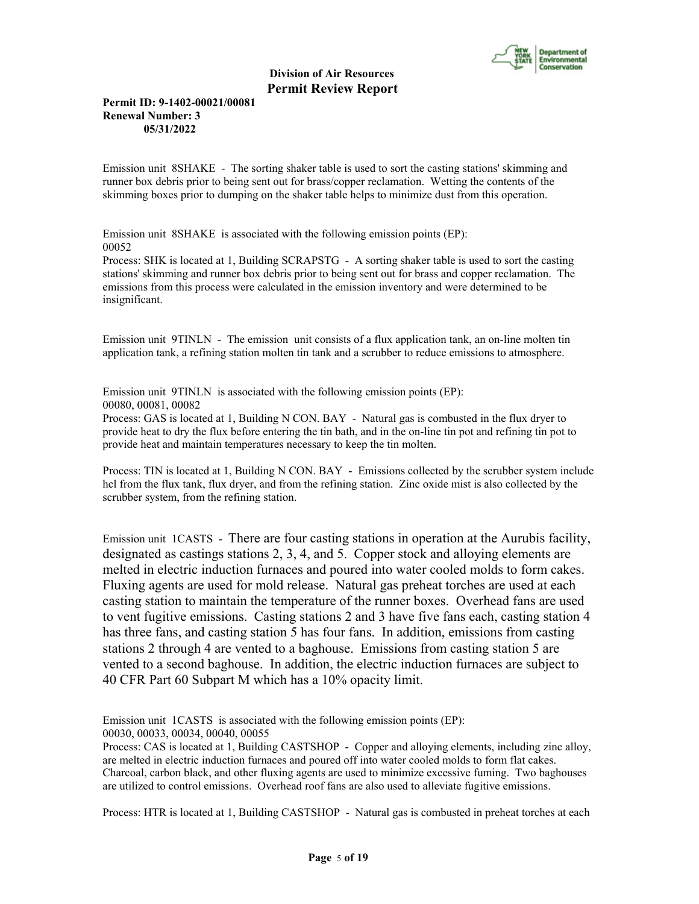Emission unit 8SHAKE - The sorting shaker table is used to sort the casting stations' skimming and runner box debris prior to being sent out for brass/copper reclamation. Wetting the contents of the skimming boxes prior to dumping on the shaker table helps to minimize dust from this operation.

Emission unit 8SHAKE is associated with the following emission points (EP):
00052

Process: SHK is located at 1, Building SCRAPSTG - A sorting shaker table is used to sort the casting stations' skimming and runner box debris prior to being sent out for brass and copper reclamation. The emissions from this process were calculated in the emission inventory and were determined to be insignificant.

Emission unit 9TINLN - The emission unit consists of a flux application tank, an on-line molten tin application tank, a refining station molten tin tank and a scrubber to reduce emissions to atmosphere.

Emission unit 9TINLN is associated with the following emission points (EP):
00080, 00081, 00082

Process: GAS is located at 1, Building N CON. BAY - Natural gas is combusted in the flux dryer to provide heat to dry the flux before entering the tin bath, and in the on-line tin pot and refining tin pot to provide heat and maintain temperatures necessary to keep the tin molten.

Process: TIN is located at 1, Building N CON. BAY - Emissions collected by the scrubber system include hcl from the flux tank, flux dryer, and from the refining station. Zinc oxide mist is also collected by the scrubber system, from the refining station.

Emission unit 1CASTS - There are four casting stations in operation at the Aurubis facility, designated as castings stations 2, 3, 4, and 5. Copper stock and alloying elements are melted in electric induction furnaces and poured into water cooled molds to form cakes. Fluxing agents are used for mold release. Natural gas preheat torches are used at each casting station to maintain the temperature of the runner boxes. Overhead fans are used to vent fugitive emissions. Casting stations 2 and 3 have five fans each, casting station 4 has three fans, and casting station 5 has four fans. In addition, emissions from casting stations 2 through 4 are vented to a baghouse. Emissions from casting station 5 are vented to a second baghouse. In addition, the electric induction furnaces are subject to 40 CFR Part 60 Subpart M which has a 10% opacity limit.

Emission unit 1CASTS is associated with the following emission points (EP):
00030, 00033, 00034, 00040, 00055

Process: CAS is located at 1, Building CASTSHOP - Copper and alloying elements, including zinc alloy, are melted in electric induction furnaces and poured off into water cooled molds to form flat cakes. Charcoal, carbon black, and other fluxing agents are used to minimize excessive fuming. Two baghouses are utilized to control emissions. Overhead roof fans are also used to alleviate fugitive emissions.

Process: HTR is located at 1, Building CASTSHOP - Natural gas is combusted in preheat torches at each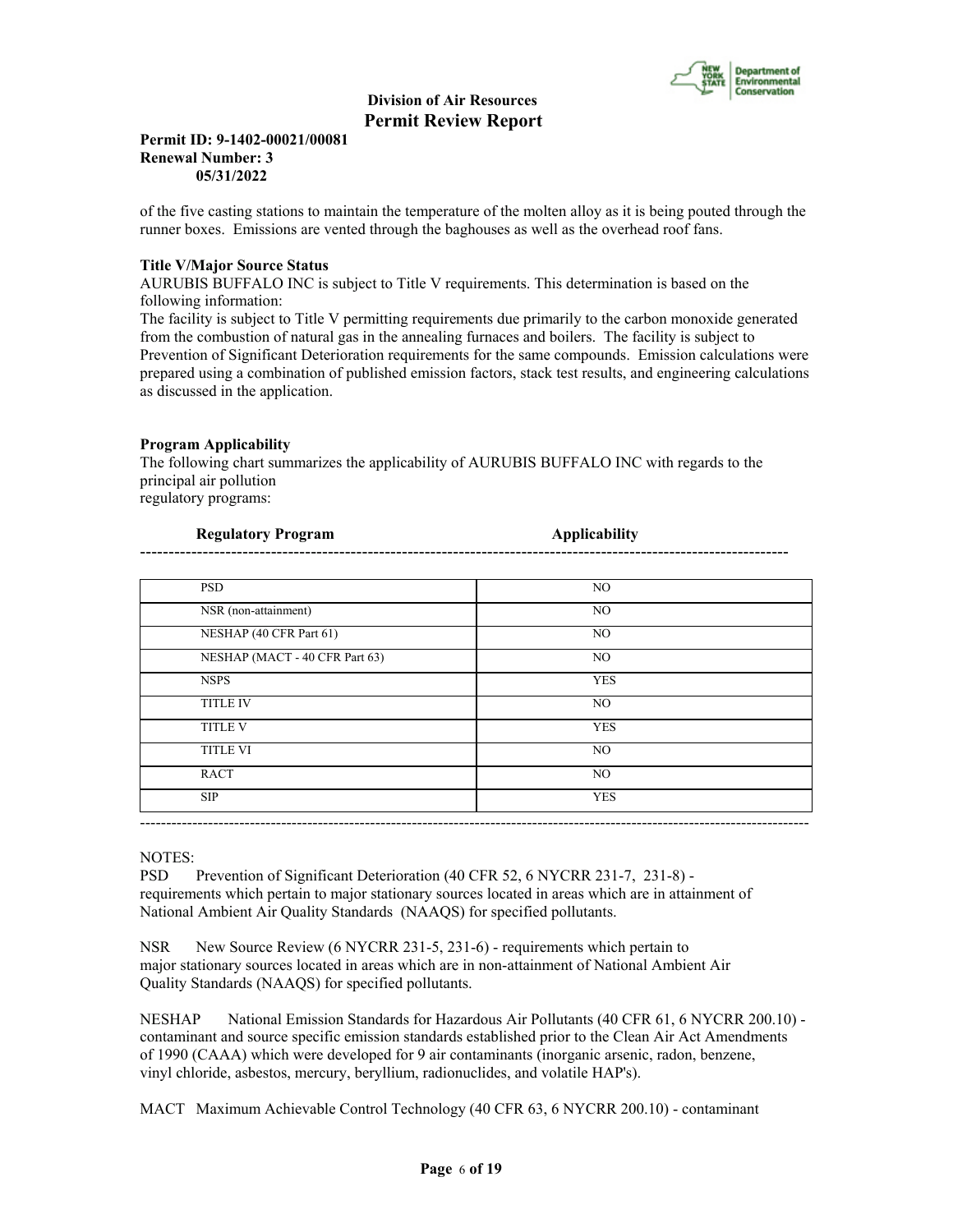of the five casting stations to maintain the temperature of the molten alloy as it is being pouted through the runner boxes. Emissions are vented through the baghouses as well as the overhead roof fans.

**Title V/Major Source Status**

AURUBIS BUFFALO INC is subject to Title V requirements. This determination is based on the following information:

The facility is subject to Title V permitting requirements due primarily to the carbon monoxide generated from the combustion of natural gas in the annealing furnaces and boilers. The facility is subject to Prevention of Significant Deterioration requirements for the same compounds. Emission calculations were prepared using a combination of published emission factors, stack test results, and engineering calculations as discussed in the application.

**Program Applicability**

The following chart summarizes the applicability of AURUBIS BUFFALO INC with regards to the principal air pollution
regulatory programs:

| Regulatory Program | Applicability |
|---|---|
| PSD | NO |
| NSR (non-attainment) | NO |
| NESHAP (40 CFR Part 61) | NO |
| NESHAP (MACT - 40 CFR Part 63) | NO |
| NSPS | YES |
| TITLE IV | NO |
| TITLE V | YES |
| TITLE VI | NO |
| RACT | NO |
| SIP | YES |

NOTES:

PSD Prevention of Significant Deterioration (40 CFR 52, 6 NYCRR 231-7, 231-8) - requirements which pertain to major stationary sources located in areas which are in attainment of National Ambient Air Quality Standards (NAAQS) for specified pollutants.

NSR New Source Review (6 NYCRR 231-5, 231-6) - requirements which pertain to major stationary sources located in areas which are in non-attainment of National Ambient Air Quality Standards (NAAQS) for specified pollutants.

NESHAP National Emission Standards for Hazardous Air Pollutants (40 CFR 61, 6 NYCRR 200.10) - contaminant and source specific emission standards established prior to the Clean Air Act Amendments of 1990 (CAAA) which were developed for 9 air contaminants (inorganic arsenic, radon, benzene, vinyl chloride, asbestos, mercury, beryllium, radionuclides, and volatile HAP's).

MACT Maximum Achievable Control Technology (40 CFR 63, 6 NYCRR 200.10) - contaminant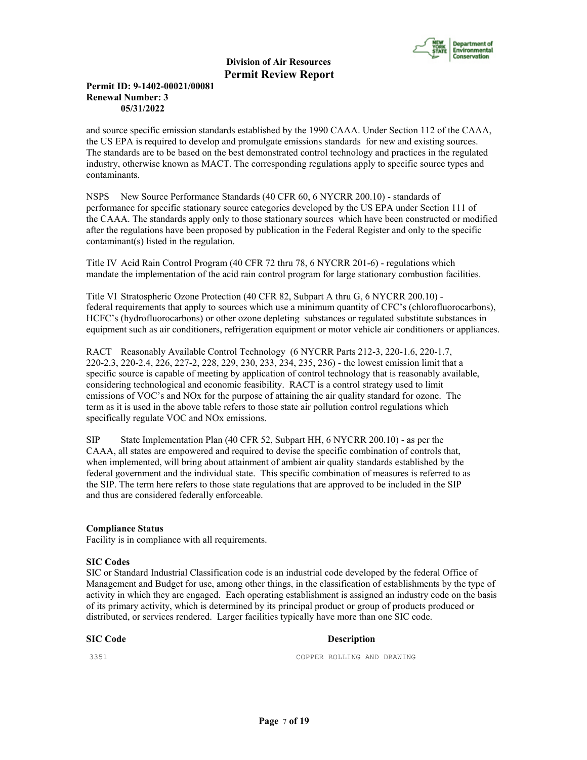and source specific emission standards established by the 1990 CAAA. Under Section 112 of the CAAA, the US EPA is required to develop and promulgate emissions standards for new and existing sources. The standards are to be based on the best demonstrated control technology and practices in the regulated industry, otherwise known as MACT. The corresponding regulations apply to specific source types and contaminants.

NSPS New Source Performance Standards (40 CFR 60, 6 NYCRR 200.10) - standards of performance for specific stationary source categories developed by the US EPA under Section 111 of the CAAA. The standards apply only to those stationary sources which have been constructed or modified after the regulations have been proposed by publication in the Federal Register and only to the specific contaminant(s) listed in the regulation.

Title IV Acid Rain Control Program (40 CFR 72 thru 78, 6 NYCRR 201-6) - regulations which mandate the implementation of the acid rain control program for large stationary combustion facilities.

Title VI Stratospheric Ozone Protection (40 CFR 82, Subpart A thru G, 6 NYCRR 200.10) - federal requirements that apply to sources which use a minimum quantity of CFC's (chlorofluorocarbons), HCFC's (hydrofluorocarbons) or other ozone depleting substances or regulated substitute substances in equipment such as air conditioners, refrigeration equipment or motor vehicle air conditioners or appliances.

RACT Reasonably Available Control Technology (6 NYCRR Parts 212-3, 220-1.6, 220-1.7, 220-2.3, 220-2.4, 226, 227-2, 228, 229, 230, 233, 234, 235, 236) - the lowest emission limit that a specific source is capable of meeting by application of control technology that is reasonably available, considering technological and economic feasibility. RACT is a control strategy used to limit emissions of VOC's and NOx for the purpose of attaining the air quality standard for ozone. The term as it is used in the above table refers to those state air pollution control regulations which specifically regulate VOC and NOx emissions.

SIP State Implementation Plan (40 CFR 52, Subpart HH, 6 NYCRR 200.10) - as per the CAAA, all states are empowered and required to devise the specific combination of controls that, when implemented, will bring about attainment of ambient air quality standards established by the federal government and the individual state. This specific combination of measures is referred to as the SIP. The term here refers to those state regulations that are approved to be included in the SIP and thus are considered federally enforceable.

**Compliance Status**
Facility is in compliance with all requirements.

**SIC Codes**
SIC or Standard Industrial Classification code is an industrial code developed by the federal Office of Management and Budget for use, among other things, in the classification of establishments by the type of activity in which they are engaged. Each operating establishment is assigned an industry code on the basis of its primary activity, which is determined by its principal product or group of products produced or distributed, or services rendered. Larger facilities typically have more than one SIC code.

| SIC Code | Description |
|---|---|
| 3351 | COPPER ROLLING AND DRAWING |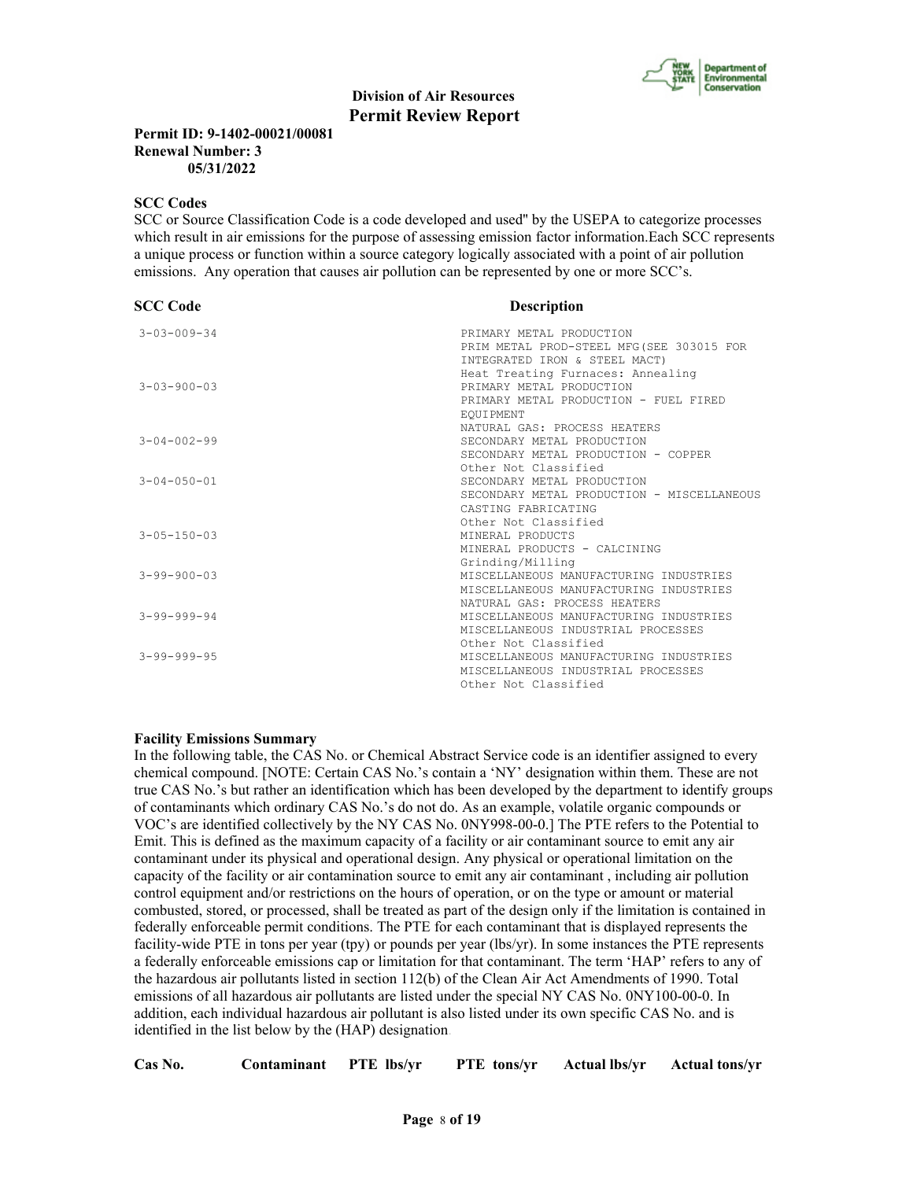**Division of Air Resources**
**Permit Review Report**

**Permit ID: 9-1402-00021/00081**
**Renewal Number: 3**
**05/31/2022**

**SCC Codes**

SCC or Source Classification Code is a code developed and used" by the USEPA to categorize processes which result in air emissions for the purpose of assessing emission factor information.Each SCC represents a unique process or function within a source category logically associated with a point of air pollution emissions. Any operation that causes air pollution can be represented by one or more SCC's.

| SCC Code | Description |
|---|---|
| 3-03-009-34 | PRIMARY METAL PRODUCTION<br>PRIM METAL PROD-STEEL MFG(SEE 303015 FOR INTEGRATED IRON & STEEL MACT)<br>Heat Treating Furnaces: Annealing |
| 3-03-900-03 | PRIMARY METAL PRODUCTION<br>PRIMARY METAL PRODUCTION - FUEL FIRED EQUIPMENT<br>NATURAL GAS: PROCESS HEATERS |
| 3-04-002-99 | SECONDARY METAL PRODUCTION<br>SECONDARY METAL PRODUCTION - COPPER<br>Other Not Classified |
| 3-04-050-01 | SECONDARY METAL PRODUCTION<br>SECONDARY METAL PRODUCTION - MISCELLANEOUS CASTING FABRICATING<br>Other Not Classified |
| 3-05-150-03 | MINERAL PRODUCTS<br>MINERAL PRODUCTS - CALCINING<br>Grinding/Milling |
| 3-99-900-03 | MISCELLANEOUS MANUFACTURING INDUSTRIES<br>MISCELLANEOUS MANUFACTURING INDUSTRIES<br>NATURAL GAS: PROCESS HEATERS |
| 3-99-999-94 | MISCELLANEOUS MANUFACTURING INDUSTRIES<br>MISCELLANEOUS INDUSTRIAL PROCESSES<br>Other Not Classified |
| 3-99-999-95 | MISCELLANEOUS MANUFACTURING INDUSTRIES<br>MISCELLANEOUS INDUSTRIAL PROCESSES<br>Other Not Classified |

**Facility Emissions Summary**

In the following table, the CAS No. or Chemical Abstract Service code is an identifier assigned to every chemical compound. [NOTE: Certain CAS No.'s contain a 'NY' designation within them. These are not true CAS No.'s but rather an identification which has been developed by the department to identify groups of contaminants which ordinary CAS No.'s do not do. As an example, volatile organic compounds or VOC's are identified collectively by the NY CAS No. 0NY998-00-0.] The PTE refers to the Potential to Emit. This is defined as the maximum capacity of a facility or air contaminant source to emit any air contaminant under its physical and operational design. Any physical or operational limitation on the capacity of the facility or air contamination source to emit any air contaminant , including air pollution control equipment and/or restrictions on the hours of operation, or on the type or amount or material combusted, stored, or processed, shall be treated as part of the design only if the limitation is contained in federally enforceable permit conditions. The PTE for each contaminant that is displayed represents the facility-wide PTE in tons per year (tpy) or pounds per year (lbs/yr). In some instances the PTE represents a federally enforceable emissions cap or limitation for that contaminant. The term 'HAP' refers to any of the hazardous air pollutants listed in section 112(b) of the Clean Air Act Amendments of 1990. Total emissions of all hazardous air pollutants are listed under the special NY CAS No. 0NY100-00-0. In addition, each individual hazardous air pollutant is also listed under its own specific CAS No. and is identified in the list below by the (HAP) designation.

| Cas No. | Contaminant | PTE lbs/yr | PTE tons/yr | Actual lbs/yr | Actual tons/yr |
|---|---|---|---|---|---|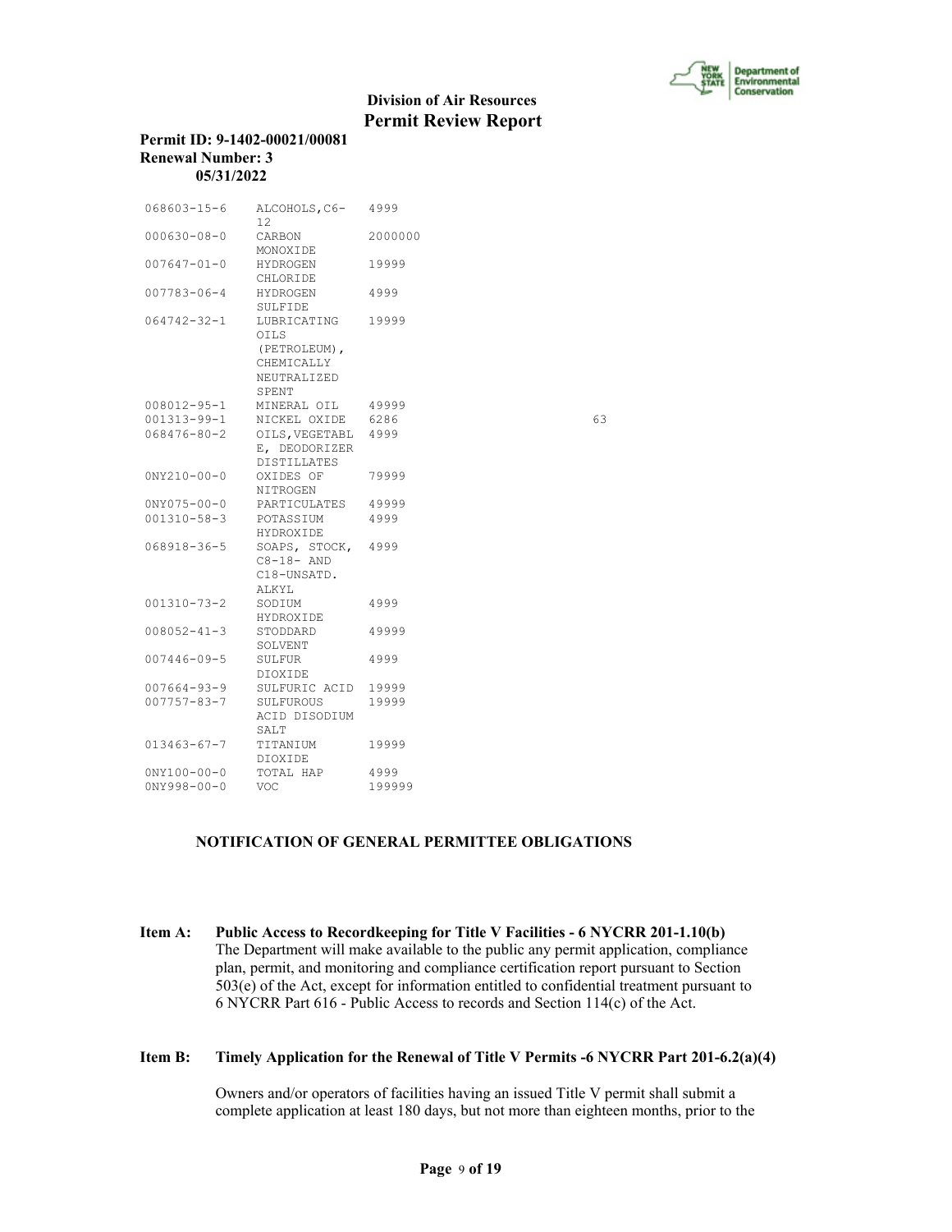| | | | |
|---|---|---|---|
| 068603-15-6 | ALCOHOLS,C6-12 | 4999 | |
| 000630-08-0 | CARBON MONOXIDE | 2000000 | |
| 007647-01-0 | HYDROGEN CHLORIDE | 19999 | |
| 007783-06-4 | HYDROGEN SULFIDE | 4999 | |
| 064742-32-1 | LUBRICATING OILS (PETROLEUM), CHEMICALLY NEUTRALIZED SPENT | 19999 | |
| 008012-95-1 | MINERAL OIL | 49999 | |
| 001313-99-1 | NICKEL OXIDE | 6286 | 63 |
| 068476-80-2 | OILS,VEGETABLE, DEODORIZER DISTILLATES | 4999 | |
| 0NY210-00-0 | OXIDES OF NITROGEN | 79999 | |
| 0NY075-00-0 | PARTICULATES | 49999 | |
| 001310-58-3 | POTASSIUM HYDROXIDE | 4999 | |
| 068918-36-5 | SOAPS, STOCK, C8-18- AND C18-UNSATD. ALKYL | 4999 | |
| 001310-73-2 | SODIUM HYDROXIDE | 4999 | |
| 008052-41-3 | STODDARD SOLVENT | 49999 | |
| 007446-09-5 | SULFUR DIOXIDE | 4999 | |
| 007664-93-9 | SULFURIC ACID | 19999 | |
| 007757-83-7 | SULFUROUS ACID DISODIUM SALT | 19999 | |
| 013463-67-7 | TITANIUM DIOXIDE | 19999 | |
| 0NY100-00-0 | TOTAL HAP | 4999 | |
| 0NY998-00-0 | VOC | 199999 | |

**NOTIFICATION OF GENERAL PERMITTEE OBLIGATIONS**

**Item A: Public Access to Recordkeeping for Title V Facilities - 6 NYCRR 201-1.10(b)**
The Department will make available to the public any permit application, compliance plan, permit, and monitoring and compliance certification report pursuant to Section 503(e) of the Act, except for information entitled to confidential treatment pursuant to 6 NYCRR Part 616 - Public Access to records and Section 114(c) of the Act.

**Item B: Timely Application for the Renewal of Title V Permits -6 NYCRR Part 201-6.2(a)(4)**

Owners and/or operators of facilities having an issued Title V permit shall submit a complete application at least 180 days, but not more than eighteen months, prior to the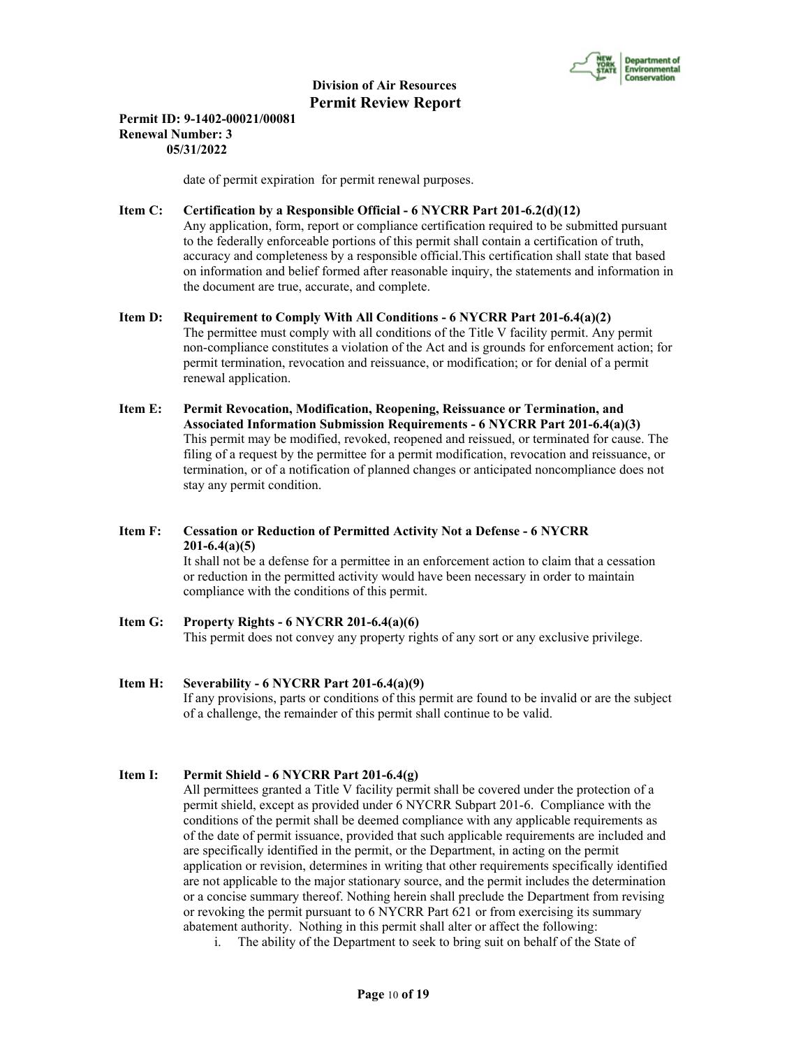date of permit expiration for permit renewal purposes.

**Item C: Certification by a Responsible Official - 6 NYCRR Part 201-6.2(d)(12)**
Any application, form, report or compliance certification required to be submitted pursuant to the federally enforceable portions of this permit shall contain a certification of truth, accuracy and completeness by a responsible official.This certification shall state that based on information and belief formed after reasonable inquiry, the statements and information in the document are true, accurate, and complete.

**Item D: Requirement to Comply With All Conditions - 6 NYCRR Part 201-6.4(a)(2)**
The permittee must comply with all conditions of the Title V facility permit. Any permit non-compliance constitutes a violation of the Act and is grounds for enforcement action; for permit termination, revocation and reissuance, or modification; or for denial of a permit renewal application.

**Item E: Permit Revocation, Modification, Reopening, Reissuance or Termination, and Associated Information Submission Requirements - 6 NYCRR Part 201-6.4(a)(3)**
This permit may be modified, revoked, reopened and reissued, or terminated for cause. The filing of a request by the permittee for a permit modification, revocation and reissuance, or termination, or of a notification of planned changes or anticipated noncompliance does not stay any permit condition.

**Item F: Cessation or Reduction of Permitted Activity Not a Defense - 6 NYCRR 201-6.4(a)(5)**
It shall not be a defense for a permittee in an enforcement action to claim that a cessation or reduction in the permitted activity would have been necessary in order to maintain compliance with the conditions of this permit.

**Item G: Property Rights - 6 NYCRR 201-6.4(a)(6)**
This permit does not convey any property rights of any sort or any exclusive privilege.

**Item H: Severability - 6 NYCRR Part 201-6.4(a)(9)**
If any provisions, parts or conditions of this permit are found to be invalid or are the subject of a challenge, the remainder of this permit shall continue to be valid.

**Item I: Permit Shield - 6 NYCRR Part 201-6.4(g)**
All permittees granted a Title V facility permit shall be covered under the protection of a permit shield, except as provided under 6 NYCRR Subpart 201-6. Compliance with the conditions of the permit shall be deemed compliance with any applicable requirements as of the date of permit issuance, provided that such applicable requirements are included and are specifically identified in the permit, or the Department, in acting on the permit application or revision, determines in writing that other requirements specifically identified are not applicable to the major stationary source, and the permit includes the determination or a concise summary thereof. Nothing herein shall preclude the Department from revising or revoking the permit pursuant to 6 NYCRR Part 621 or from exercising its summary abatement authority. Nothing in this permit shall alter or affect the following:

i. The ability of the Department to seek to bring suit on behalf of the State of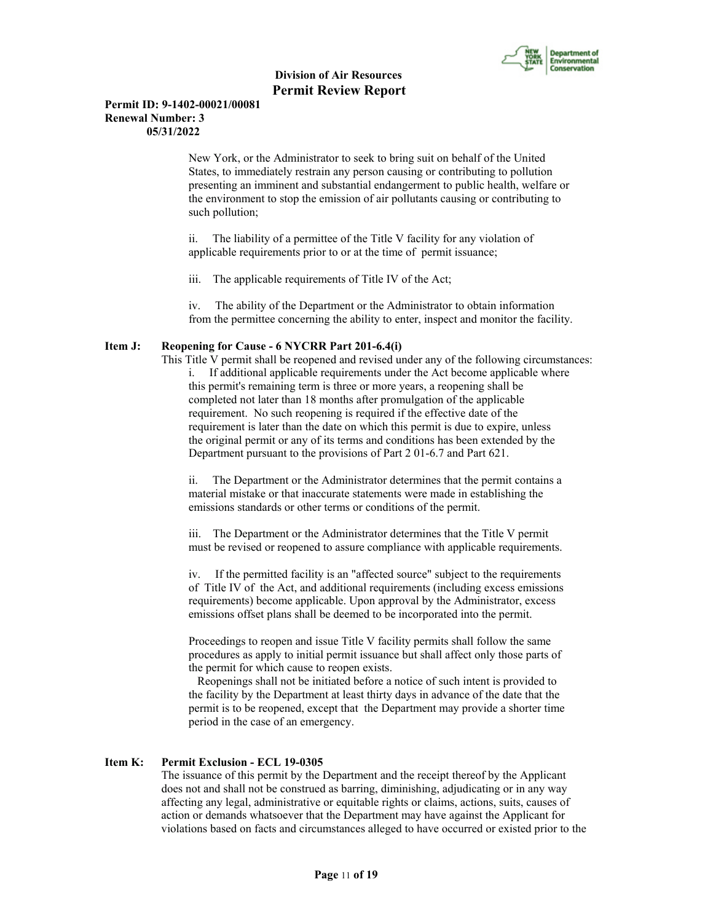New York, or the Administrator to seek to bring suit on behalf of the United States, to immediately restrain any person causing or contributing to pollution presenting an imminent and substantial endangerment to public health, welfare or the environment to stop the emission of air pollutants causing or contributing to such pollution;

ii. The liability of a permittee of the Title V facility for any violation of applicable requirements prior to or at the time of permit issuance;

iii. The applicable requirements of Title IV of the Act;

iv. The ability of the Department or the Administrator to obtain information from the permittee concerning the ability to enter, inspect and monitor the facility.

**Item J: Reopening for Cause - 6 NYCRR Part 201-6.4(i)**

This Title V permit shall be reopened and revised under any of the following circumstances:

i. If additional applicable requirements under the Act become applicable where this permit's remaining term is three or more years, a reopening shall be completed not later than 18 months after promulgation of the applicable requirement. No such reopening is required if the effective date of the requirement is later than the date on which this permit is due to expire, unless the original permit or any of its terms and conditions has been extended by the Department pursuant to the provisions of Part 2 01-6.7 and Part 621.

ii. The Department or the Administrator determines that the permit contains a material mistake or that inaccurate statements were made in establishing the emissions standards or other terms or conditions of the permit.

iii. The Department or the Administrator determines that the Title V permit must be revised or reopened to assure compliance with applicable requirements.

iv. If the permitted facility is an "affected source" subject to the requirements of Title IV of the Act, and additional requirements (including excess emissions requirements) become applicable. Upon approval by the Administrator, excess emissions offset plans shall be deemed to be incorporated into the permit.

Proceedings to reopen and issue Title V facility permits shall follow the same procedures as apply to initial permit issuance but shall affect only those parts of the permit for which cause to reopen exists.

Reopenings shall not be initiated before a notice of such intent is provided to the facility by the Department at least thirty days in advance of the date that the permit is to be reopened, except that the Department may provide a shorter time period in the case of an emergency.

**Item K: Permit Exclusion - ECL 19-0305**

The issuance of this permit by the Department and the receipt thereof by the Applicant does not and shall not be construed as barring, diminishing, adjudicating or in any way affecting any legal, administrative or equitable rights or claims, actions, suits, causes of action or demands whatsoever that the Department may have against the Applicant for violations based on facts and circumstances alleged to have occurred or existed prior to the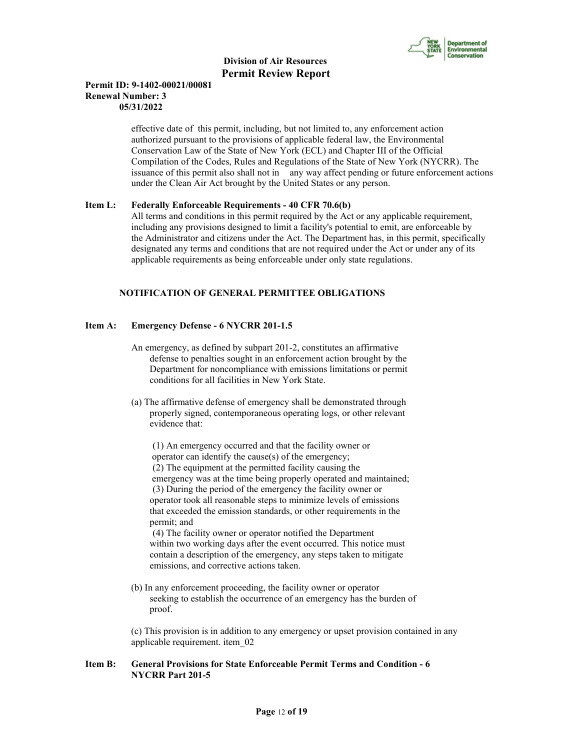effective date of this permit, including, but not limited to, any enforcement action authorized pursuant to the provisions of applicable federal law, the Environmental Conservation Law of the State of New York (ECL) and Chapter III of the Official Compilation of the Codes, Rules and Regulations of the State of New York (NYCRR). The issuance of this permit also shall not in any way affect pending or future enforcement actions under the Clean Air Act brought by the United States or any person.

**Item L: Federally Enforceable Requirements - 40 CFR 70.6(b)**

All terms and conditions in this permit required by the Act or any applicable requirement, including any provisions designed to limit a facility's potential to emit, are enforceable by the Administrator and citizens under the Act. The Department has, in this permit, specifically designated any terms and conditions that are not required under the Act or under any of its applicable requirements as being enforceable under only state regulations.

## NOTIFICATION OF GENERAL PERMITTEE OBLIGATIONS

**Item A: Emergency Defense - 6 NYCRR 201-1.5**

An emergency, as defined by subpart 201-2, constitutes an affirmative defense to penalties sought in an enforcement action brought by the Department for noncompliance with emissions limitations or permit conditions for all facilities in New York State.

(a) The affirmative defense of emergency shall be demonstrated through properly signed, contemporaneous operating logs, or other relevant evidence that:

(1) An emergency occurred and that the facility owner or operator can identify the cause(s) of the emergency;
(2) The equipment at the permitted facility causing the emergency was at the time being properly operated and maintained;
(3) During the period of the emergency the facility owner or operator took all reasonable steps to minimize levels of emissions that exceeded the emission standards, or other requirements in the permit; and
(4) The facility owner or operator notified the Department within two working days after the event occurred. This notice must contain a description of the emergency, any steps taken to mitigate emissions, and corrective actions taken.

(b) In any enforcement proceeding, the facility owner or operator seeking to establish the occurrence of an emergency has the burden of proof.

(c) This provision is in addition to any emergency or upset provision contained in any applicable requirement. item_02

**Item B: General Provisions for State Enforceable Permit Terms and Condition - 6 NYCRR Part 201-5**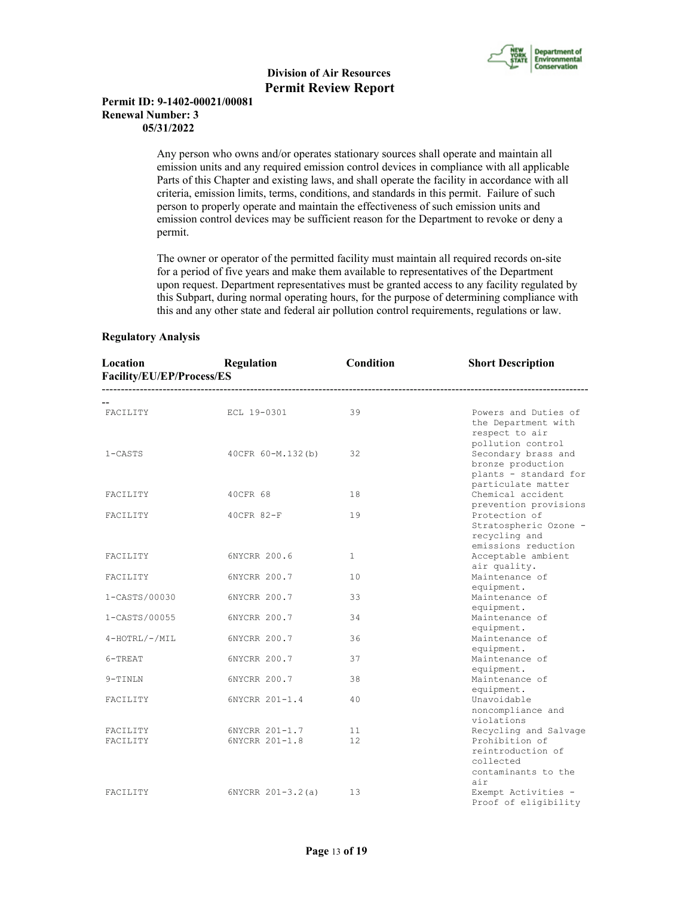Any person who owns and/or operates stationary sources shall operate and maintain all emission units and any required emission control devices in compliance with all applicable Parts of this Chapter and existing laws, and shall operate the facility in accordance with all criteria, emission limits, terms, conditions, and standards in this permit. Failure of such person to properly operate and maintain the effectiveness of such emission units and emission control devices may be sufficient reason for the Department to revoke or deny a permit.

The owner or operator of the permitted facility must maintain all required records on-site for a period of five years and make them available to representatives of the Department upon request. Department representatives must be granted access to any facility regulated by this Subpart, during normal operating hours, for the purpose of determining compliance with this and any other state and federal air pollution control requirements, regulations or law.

**Regulatory Analysis**

| Location Facility/EU/EP/Process/ES | Regulation | Condition | Short Description |
|---|---|---|---|
| FACILITY | ECL 19-0301 | 39 | Powers and Duties of the Department with respect to air pollution control |
| 1-CASTS | 40CFR 60-M.132(b) | 32 | Secondary brass and bronze production plants - standard for particulate matter |
| FACILITY | 40CFR 68 | 18 | Chemical accident prevention provisions |
| FACILITY | 40CFR 82-F | 19 | Protection of Stratospheric Ozone - recycling and emissions reduction |
| FACILITY | 6NYCRR 200.6 | 1 | Acceptable ambient air quality. |
| FACILITY | 6NYCRR 200.7 | 10 | Maintenance of equipment. |
| 1-CASTS/00030 | 6NYCRR 200.7 | 33 | Maintenance of equipment. |
| 1-CASTS/00055 | 6NYCRR 200.7 | 34 | Maintenance of equipment. |
| 4-HOTRL/-/MIL | 6NYCRR 200.7 | 36 | Maintenance of equipment. |
| 6-TREAT | 6NYCRR 200.7 | 37 | Maintenance of equipment. |
| 9-TINLN | 6NYCRR 200.7 | 38 | Maintenance of equipment. |
| FACILITY | 6NYCRR 201-1.4 | 40 | Unavoidable noncompliance and violations |
| FACILITY | 6NYCRR 201-1.7 | 11 | Recycling and Salvage |
| FACILITY | 6NYCRR 201-1.8 | 12 | Prohibition of reintroduction of collected contaminants to the air |
| FACILITY | 6NYCRR 201-3.2(a) | 13 | Exempt Activities - Proof of eligibility |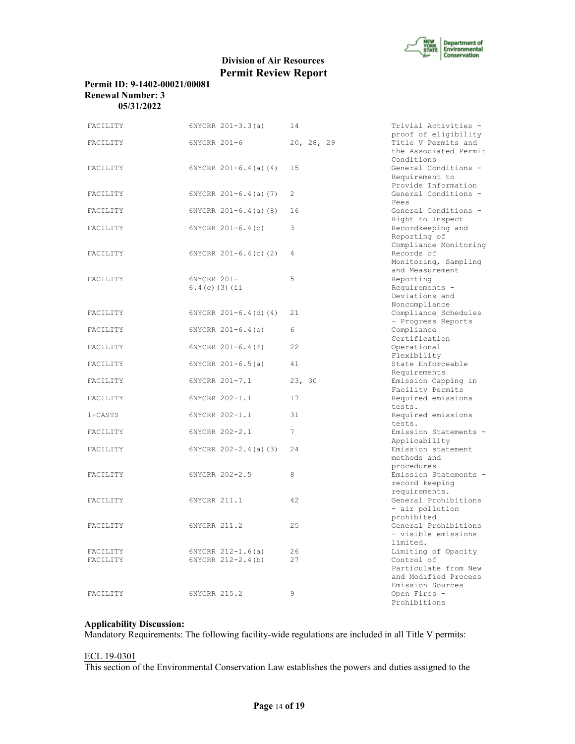**Permit ID: 9-1402-00021/00081**
**Renewal Number: 3**
**05/31/2022**

| | | | |
|---|---|---|---|
| FACILITY | 6NYCRR 201-3.3(a) | 14 | Trivial Activities - proof of eligibility |
| FACILITY | 6NYCRR 201-6 | 20, 28, 29 | Title V Permits and the Associated Permit Conditions |
| FACILITY | 6NYCRR 201-6.4(a)(4) | 15 | General Conditions - Requirement to Provide Information |
| FACILITY | 6NYCRR 201-6.4(a)(7) | 2 | General Conditions - Fees |
| FACILITY | 6NYCRR 201-6.4(a)(8) | 16 | General Conditions - Right to Inspect |
| FACILITY | 6NYCRR 201-6.4(c) | 3 | Recordkeeping and Reporting of Compliance Monitoring |
| FACILITY | 6NYCRR 201-6.4(c)(2) | 4 | Records of Monitoring, Sampling and Measurement |
| FACILITY | 6NYCRR 201-6.4(c)(3)(ii | 5 | Reporting Requirements - Deviations and Noncompliance |
| FACILITY | 6NYCRR 201-6.4(d)(4) | 21 | Compliance Schedules - Progress Reports |
| FACILITY | 6NYCRR 201-6.4(e) | 6 | Compliance Certification |
| FACILITY | 6NYCRR 201-6.4(f) | 22 | Operational Flexibility |
| FACILITY | 6NYCRR 201-6.5(a) | 41 | State Enforceable Requirements |
| FACILITY | 6NYCRR 201-7.1 | 23, 30 | Emission Capping in Facility Permits |
| FACILITY | 6NYCRR 202-1.1 | 17 | Required emissions tests. |
| 1-CASTS | 6NYCRR 202-1.1 | 31 | Required emissions tests. |
| FACILITY | 6NYCRR 202-2.1 | 7 | Emission Statements - Applicability |
| FACILITY | 6NYCRR 202-2.4(a)(3) | 24 | Emission statement methods and procedures |
| FACILITY | 6NYCRR 202-2.5 | 8 | Emission Statements - record keeping requirements. |
| FACILITY | 6NYCRR 211.1 | 42 | General Prohibitions - air pollution prohibited |
| FACILITY | 6NYCRR 211.2 | 25 | General Prohibitions - visible emissions limited. |
| FACILITY | 6NYCRR 212-1.6(a) | 26 | Limiting of Opacity |
| FACILITY | 6NYCRR 212-2.4(b) | 27 | Control of Particulate from New and Modified Process Emission Sources |
| FACILITY | 6NYCRR 215.2 | 9 | Open Fires - Prohibitions |

**Applicability Discussion:**
Mandatory Requirements: The following facility-wide regulations are included in all Title V permits:

ECL 19-0301
This section of the Environmental Conservation Law establishes the powers and duties assigned to the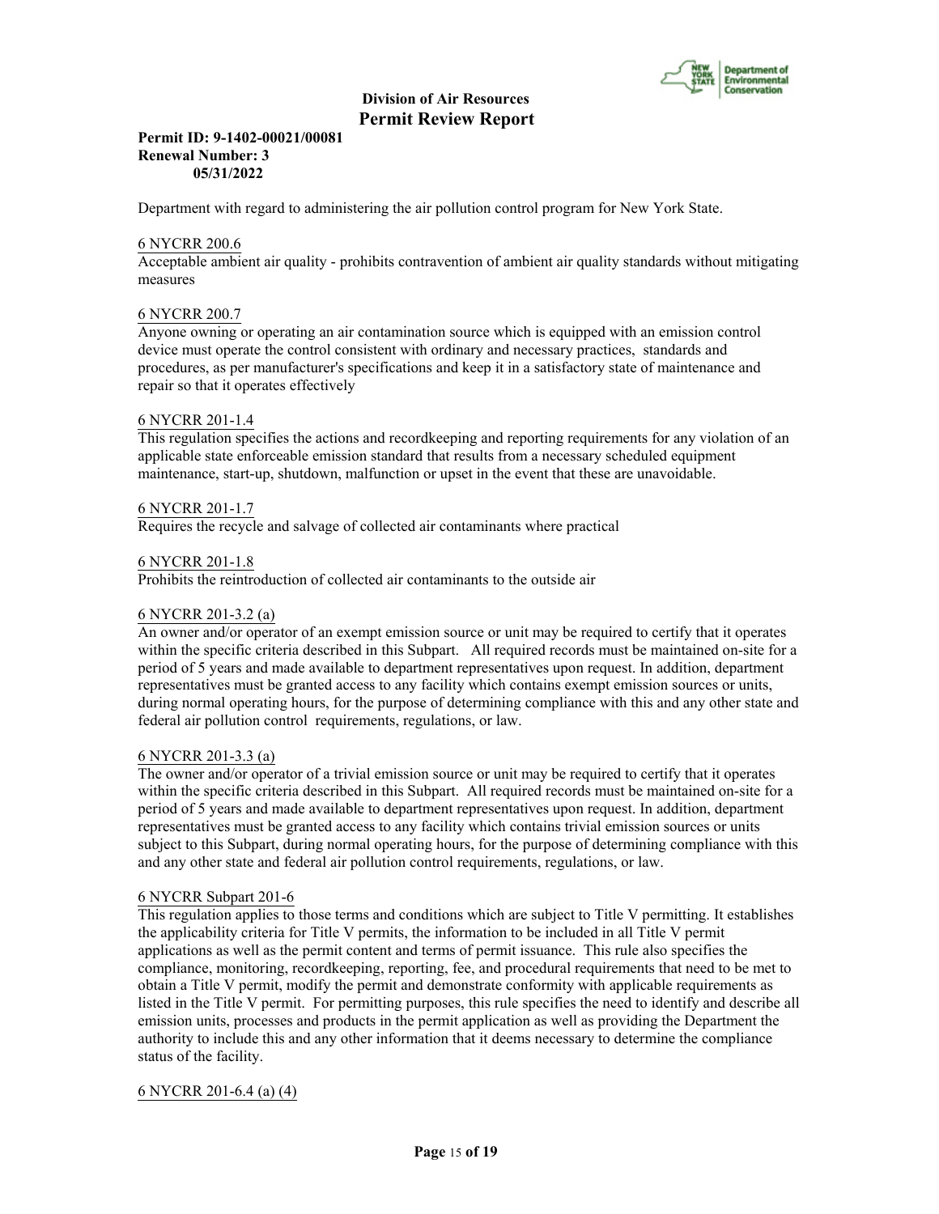Department with regard to administering the air pollution control program for New York State.

6 NYCRR 200.6
Acceptable ambient air quality - prohibits contravention of ambient air quality standards without mitigating measures

6 NYCRR 200.7
Anyone owning or operating an air contamination source which is equipped with an emission control device must operate the control consistent with ordinary and necessary practices, standards and procedures, as per manufacturer's specifications and keep it in a satisfactory state of maintenance and repair so that it operates effectively

6 NYCRR 201-1.4
This regulation specifies the actions and recordkeeping and reporting requirements for any violation of an applicable state enforceable emission standard that results from a necessary scheduled equipment maintenance, start-up, shutdown, malfunction or upset in the event that these are unavoidable.

6 NYCRR 201-1.7
Requires the recycle and salvage of collected air contaminants where practical

6 NYCRR 201-1.8
Prohibits the reintroduction of collected air contaminants to the outside air

6 NYCRR 201-3.2 (a)
An owner and/or operator of an exempt emission source or unit may be required to certify that it operates within the specific criteria described in this Subpart. All required records must be maintained on-site for a period of 5 years and made available to department representatives upon request. In addition, department representatives must be granted access to any facility which contains exempt emission sources or units, during normal operating hours, for the purpose of determining compliance with this and any other state and federal air pollution control requirements, regulations, or law.

6 NYCRR 201-3.3 (a)
The owner and/or operator of a trivial emission source or unit may be required to certify that it operates within the specific criteria described in this Subpart. All required records must be maintained on-site for a period of 5 years and made available to department representatives upon request. In addition, department representatives must be granted access to any facility which contains trivial emission sources or units subject to this Subpart, during normal operating hours, for the purpose of determining compliance with this and any other state and federal air pollution control requirements, regulations, or law.

6 NYCRR Subpart 201-6
This regulation applies to those terms and conditions which are subject to Title V permitting. It establishes the applicability criteria for Title V permits, the information to be included in all Title V permit applications as well as the permit content and terms of permit issuance. This rule also specifies the compliance, monitoring, recordkeeping, reporting, fee, and procedural requirements that need to be met to obtain a Title V permit, modify the permit and demonstrate conformity with applicable requirements as listed in the Title V permit. For permitting purposes, this rule specifies the need to identify and describe all emission units, processes and products in the permit application as well as providing the Department the authority to include this and any other information that it deems necessary to determine the compliance status of the facility.

6 NYCRR 201-6.4 (a) (4)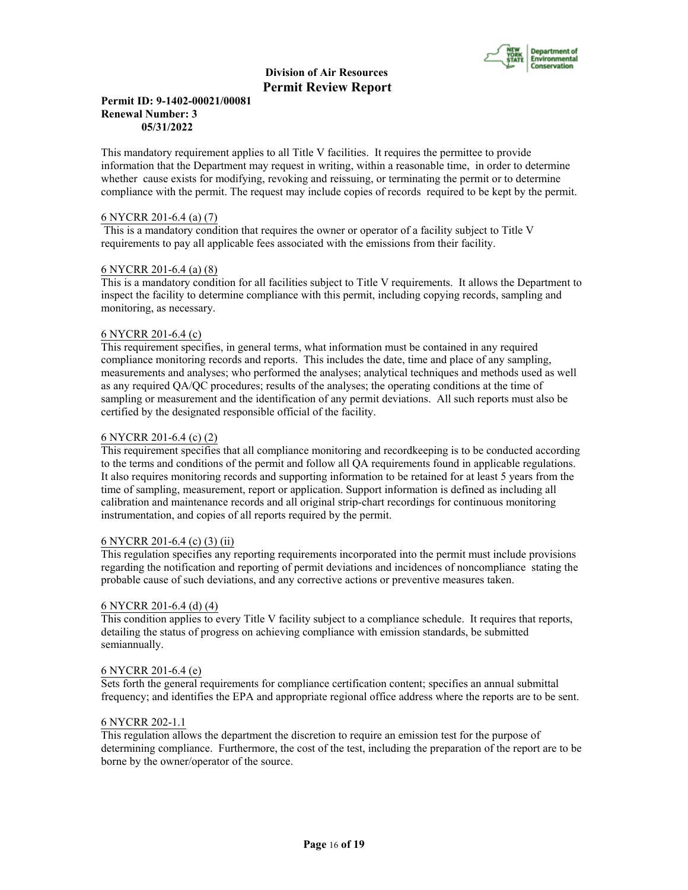This mandatory requirement applies to all Title V facilities. It requires the permittee to provide information that the Department may request in writing, within a reasonable time, in order to determine whether cause exists for modifying, revoking and reissuing, or terminating the permit or to determine compliance with the permit. The request may include copies of records required to be kept by the permit.

<u>6 NYCRR 201-6.4 (a) (7)</u>
This is a mandatory condition that requires the owner or operator of a facility subject to Title V requirements to pay all applicable fees associated with the emissions from their facility.

<u>6 NYCRR 201-6.4 (a) (8)</u>
This is a mandatory condition for all facilities subject to Title V requirements. It allows the Department to inspect the facility to determine compliance with this permit, including copying records, sampling and monitoring, as necessary.

<u>6 NYCRR 201-6.4 (c)</u>
This requirement specifies, in general terms, what information must be contained in any required compliance monitoring records and reports. This includes the date, time and place of any sampling, measurements and analyses; who performed the analyses; analytical techniques and methods used as well as any required QA/QC procedures; results of the analyses; the operating conditions at the time of sampling or measurement and the identification of any permit deviations. All such reports must also be certified by the designated responsible official of the facility.

<u>6 NYCRR 201-6.4 (c) (2)</u>
This requirement specifies that all compliance monitoring and recordkeeping is to be conducted according to the terms and conditions of the permit and follow all QA requirements found in applicable regulations. It also requires monitoring records and supporting information to be retained for at least 5 years from the time of sampling, measurement, report or application. Support information is defined as including all calibration and maintenance records and all original strip-chart recordings for continuous monitoring instrumentation, and copies of all reports required by the permit.

<u>6 NYCRR 201-6.4 (c) (3) (ii)</u>
This regulation specifies any reporting requirements incorporated into the permit must include provisions regarding the notification and reporting of permit deviations and incidences of noncompliance stating the probable cause of such deviations, and any corrective actions or preventive measures taken.

<u>6 NYCRR 201-6.4 (d) (4)</u>
This condition applies to every Title V facility subject to a compliance schedule. It requires that reports, detailing the status of progress on achieving compliance with emission standards, be submitted semiannually.

<u>6 NYCRR 201-6.4 (e)</u>
Sets forth the general requirements for compliance certification content; specifies an annual submittal frequency; and identifies the EPA and appropriate regional office address where the reports are to be sent.

<u>6 NYCRR 202-1.1</u>
This regulation allows the department the discretion to require an emission test for the purpose of determining compliance. Furthermore, the cost of the test, including the preparation of the report are to be borne by the owner/operator of the source.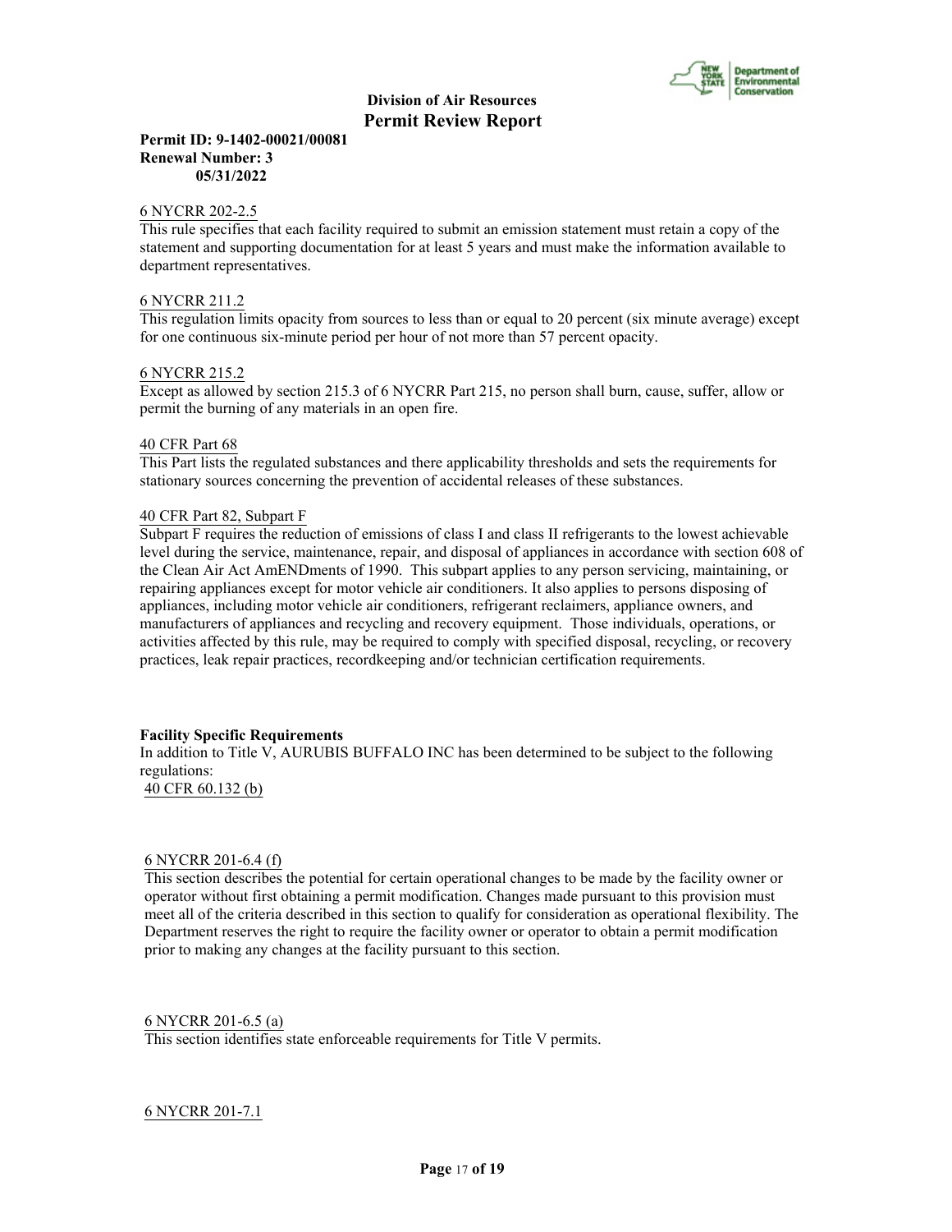6 NYCRR 202-2.5

This rule specifies that each facility required to submit an emission statement must retain a copy of the statement and supporting documentation for at least 5 years and must make the information available to department representatives.

6 NYCRR 211.2

This regulation limits opacity from sources to less than or equal to 20 percent (six minute average) except for one continuous six-minute period per hour of not more than 57 percent opacity.

6 NYCRR 215.2

Except as allowed by section 215.3 of 6 NYCRR Part 215, no person shall burn, cause, suffer, allow or permit the burning of any materials in an open fire.

40 CFR Part 68

This Part lists the regulated substances and there applicability thresholds and sets the requirements for stationary sources concerning the prevention of accidental releases of these substances.

40 CFR Part 82, Subpart F

Subpart F requires the reduction of emissions of class I and class II refrigerants to the lowest achievable level during the service, maintenance, repair, and disposal of appliances in accordance with section 608 of the Clean Air Act AmENDments of 1990. This subpart applies to any person servicing, maintaining, or repairing appliances except for motor vehicle air conditioners. It also applies to persons disposing of appliances, including motor vehicle air conditioners, refrigerant reclaimers, appliance owners, and manufacturers of appliances and recycling and recovery equipment. Those individuals, operations, or activities affected by this rule, may be required to comply with specified disposal, recycling, or recovery practices, leak repair practices, recordkeeping and/or technician certification requirements.

**Facility Specific Requirements**

In addition to Title V, AURUBIS BUFFALO INC has been determined to be subject to the following regulations:

40 CFR 60.132 (b)

6 NYCRR 201-6.4 (f)

This section describes the potential for certain operational changes to be made by the facility owner or operator without first obtaining a permit modification. Changes made pursuant to this provision must meet all of the criteria described in this section to qualify for consideration as operational flexibility. The Department reserves the right to require the facility owner or operator to obtain a permit modification prior to making any changes at the facility pursuant to this section.

6 NYCRR 201-6.5 (a)

This section identifies state enforceable requirements for Title V permits.

6 NYCRR 201-7.1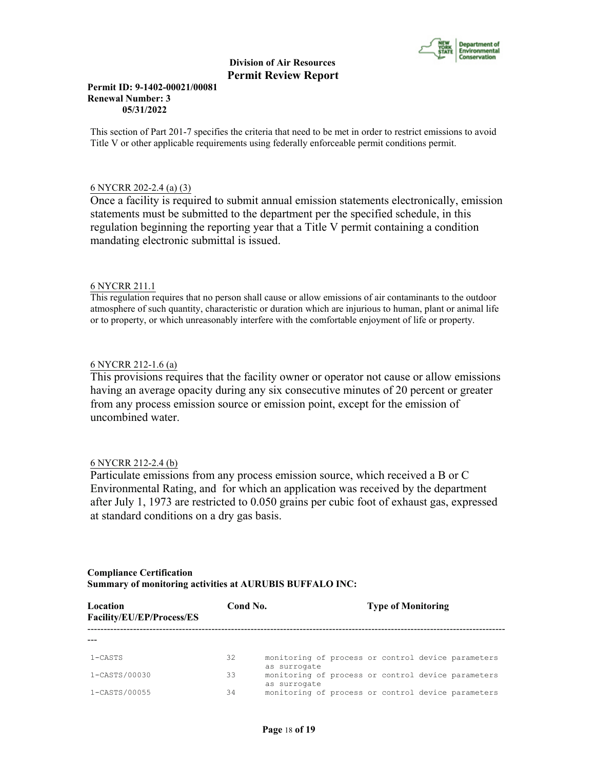This section of Part 201-7 specifies the criteria that need to be met in order to restrict emissions to avoid Title V or other applicable requirements using federally enforceable permit conditions permit.

6 NYCRR 202-2.4 (a) (3)

Once a facility is required to submit annual emission statements electronically, emission statements must be submitted to the department per the specified schedule, in this regulation beginning the reporting year that a Title V permit containing a condition mandating electronic submittal is issued.

6 NYCRR 211.1

This regulation requires that no person shall cause or allow emissions of air contaminants to the outdoor atmosphere of such quantity, characteristic or duration which are injurious to human, plant or animal life or to property, or which unreasonably interfere with the comfortable enjoyment of life or property.

6 NYCRR 212-1.6 (a)

This provisions requires that the facility owner or operator not cause or allow emissions having an average opacity during any six consecutive minutes of 20 percent or greater from any process emission source or emission point, except for the emission of uncombined water.

6 NYCRR 212-2.4 (b)

Particulate emissions from any process emission source, which received a B or C Environmental Rating, and for which an application was received by the department after July 1, 1973 are restricted to 0.050 grains per cubic foot of exhaust gas, expressed at standard conditions on a dry gas basis.

**Compliance Certification**
**Summary of monitoring activities at AURUBIS BUFFALO INC:**

| Location Facility/EU/EP/Process/ES | Cond No. | Type of Monitoring |
|---|---|---|
| 1-CASTS | 32 | monitoring of process or control device parameters as surrogate |
| 1-CASTS/00030 | 33 | monitoring of process or control device parameters as surrogate |
| 1-CASTS/00055 | 34 | monitoring of process or control device parameters |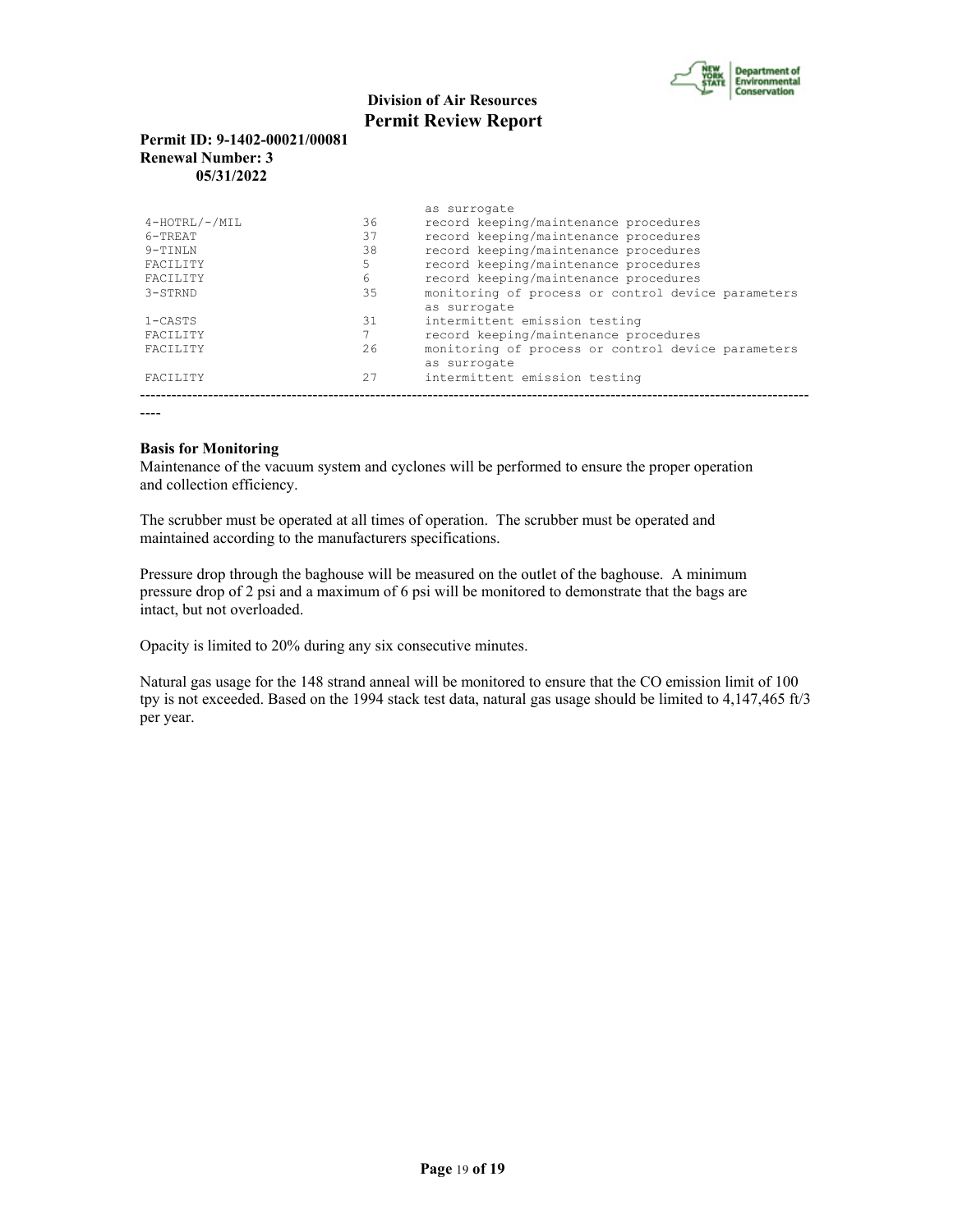| | | |
|---|---|---|
| | | as surrogate |
| 4-HOTRL/-/MIL | 36 | record keeping/maintenance procedures |
| 6-TREAT | 37 | record keeping/maintenance procedures |
| 9-TINLN | 38 | record keeping/maintenance procedures |
| FACILITY | 5 | record keeping/maintenance procedures |
| FACILITY | 6 | record keeping/maintenance procedures |
| 3-STRND | 35 | monitoring of process or control device parameters as surrogate |
| 1-CASTS | 31 | intermittent emission testing |
| FACILITY | 7 | record keeping/maintenance procedures |
| FACILITY | 26 | monitoring of process or control device parameters as surrogate |
| FACILITY | 27 | intermittent emission testing |

**Basis for Monitoring**

Maintenance of the vacuum system and cyclones will be performed to ensure the proper operation and collection efficiency.

The scrubber must be operated at all times of operation. The scrubber must be operated and maintained according to the manufacturers specifications.

Pressure drop through the baghouse will be measured on the outlet of the baghouse. A minimum pressure drop of 2 psi and a maximum of 6 psi will be monitored to demonstrate that the bags are intact, but not overloaded.

Opacity is limited to 20% during any six consecutive minutes.

Natural gas usage for the 148 strand anneal will be monitored to ensure that the CO emission limit of 100 tpy is not exceeded. Based on the 1994 stack test data, natural gas usage should be limited to 4,147,465 ft/3 per year.